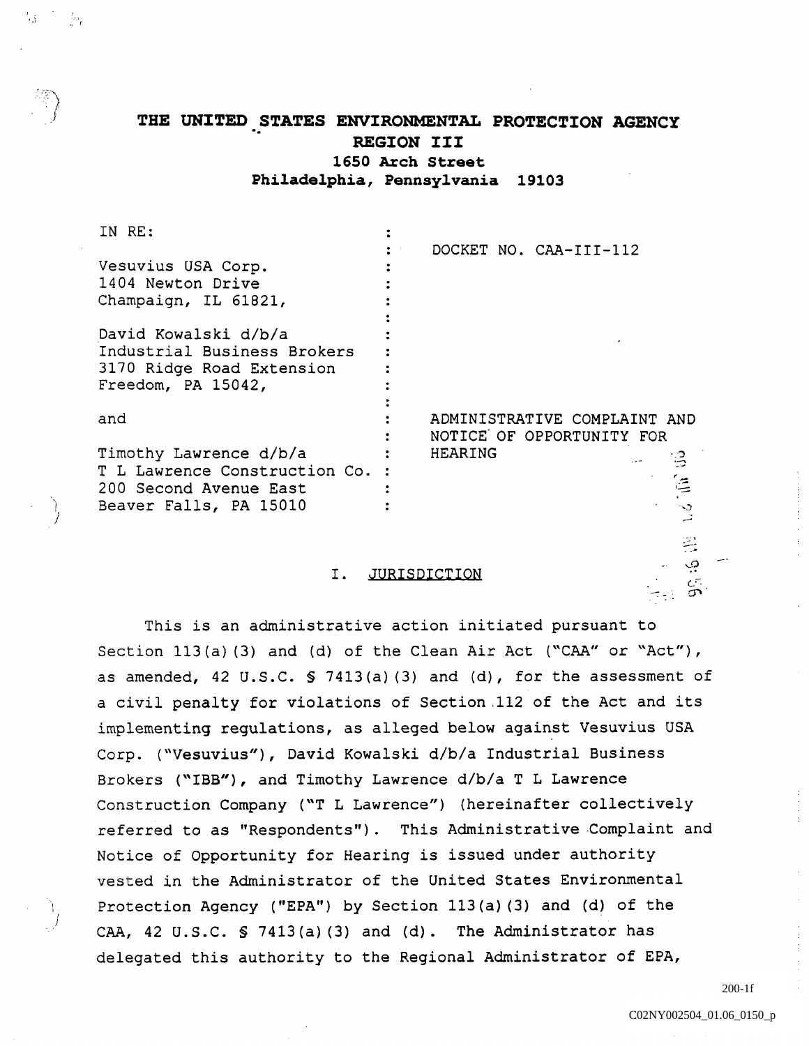# THE UNITED STATES ENVIRONMENTAL PROTECTION AGENCY
## REGION III
### 1650 Arch Street
### Philadelphia, Pennsylvania 19103

| IN RE: | |
|---|---|
| | DOCKET NO. CAA-III-112 |
| Vesuvius USA Corp.<br>1404 Newton Drive<br>Champaign, IL 61821, | |
| David Kowalski d/b/a<br>Industrial Business Brokers<br>3170 Ridge Road Extension<br>Freedom, PA 15042, | |
| and | ADMINISTRATIVE COMPLAINT AND NOTICE OF OPPORTUNITY FOR HEARING |
| Timothy Lawrence d/b/a<br>T L Lawrence Construction Co.<br>200 Second Avenue East<br>Beaver Falls, PA 15010 | |

## I. JURISDICTION

This is an administrative action initiated pursuant to Section 113(a)(3) and (d) of the Clean Air Act ("CAA" or "Act"), as amended, 42 U.S.C. § 7413(a)(3) and (d), for the assessment of a civil penalty for violations of Section 112 of the Act and its implementing regulations, as alleged below against Vesuvius USA Corp. ("Vesuvius"), David Kowalski d/b/a Industrial Business Brokers ("IBB"), and Timothy Lawrence d/b/a T L Lawrence Construction Company ("T L Lawrence") (hereinafter collectively referred to as "Respondents"). This Administrative Complaint and Notice of Opportunity for Hearing is issued under authority vested in the Administrator of the United States Environmental Protection Agency ("EPA") by Section 113(a)(3) and (d) of the CAA, 42 U.S.C. § 7413(a)(3) and (d). The Administrator has delegated this authority to the Regional Administrator of EPA,

200-1f

C02NY002504_01.06_0150_p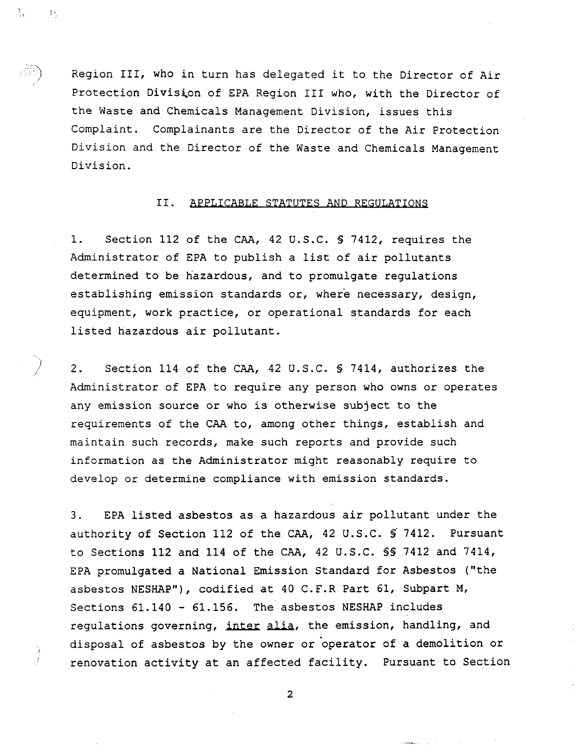Region III, who in turn has delegated it to the Director of Air Protection Division of EPA Region III who, with the Director of the Waste and Chemicals Management Division, issues this Complaint. Complainants are the Director of the Air Protection Division and the Director of the Waste and Chemicals Management Division.

## II. APPLICABLE STATUTES AND REGULATIONS

1. Section 112 of the CAA, 42 U.S.C. § 7412, requires the Administrator of EPA to publish a list of air pollutants determined to be hazardous, and to promulgate regulations establishing emission standards or, where necessary, design, equipment, work practice, or operational standards for each listed hazardous air pollutant.

2. Section 114 of the CAA, 42 U.S.C. § 7414, authorizes the Administrator of EPA to require any person who owns or operates any emission source or who is otherwise subject to the requirements of the CAA to, among other things, establish and maintain such records, make such reports and provide such information as the Administrator might reasonably require to develop or determine compliance with emission standards.

3. EPA listed asbestos as a hazardous air pollutant under the authority of Section 112 of the CAA, 42 U.S.C. § 7412. Pursuant to Sections 112 and 114 of the CAA, 42 U.S.C. §§ 7412 and 7414, EPA promulgated a National Emission Standard for Asbestos ("the asbestos NESHAP"), codified at 40 C.F.R Part 61, Subpart M, Sections 61.140 - 61.156. The asbestos NESHAP includes regulations governing, inter alia, the emission, handling, and disposal of asbestos by the owner or operator of a demolition or renovation activity at an affected facility. Pursuant to Section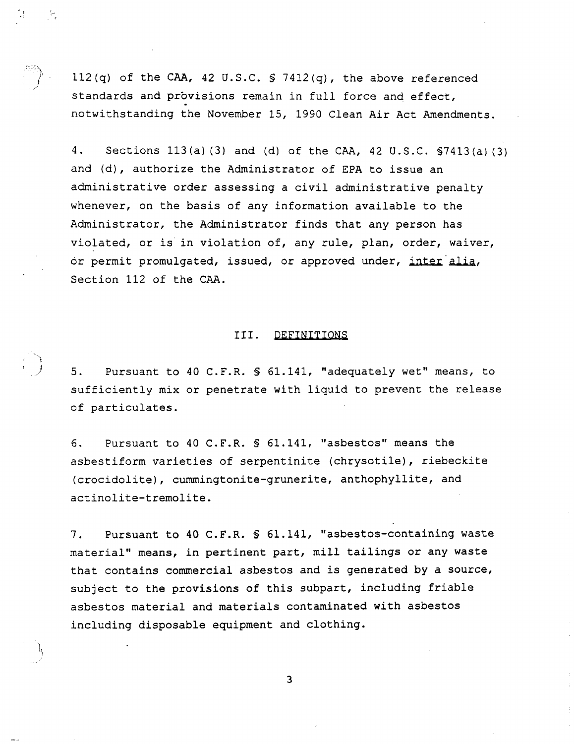112(q) of the CAA, 42 U.S.C. § 7412(q), the above referenced standards and provisions remain in full force and effect, notwithstanding the November 15, 1990 Clean Air Act Amendments.

4. Sections 113(a)(3) and (d) of the CAA, 42 U.S.C. §7413(a)(3) and (d), authorize the Administrator of EPA to issue an administrative order assessing a civil administrative penalty whenever, on the basis of any information available to the Administrator, the Administrator finds that any person has violated, or is in violation of, any rule, plan, order, waiver, or permit promulgated, issued, or approved under, inter alia, Section 112 of the CAA.

## III. DEFINITIONS

5. Pursuant to 40 C.F.R. § 61.141, "adequately wet" means, to sufficiently mix or penetrate with liquid to prevent the release of particulates.

6. Pursuant to 40 C.F.R. § 61.141, "asbestos" means the asbestiform varieties of serpentinite (chrysotile), riebeckite (crocidolite), cummingtonite-grunerite, anthophyllite, and actinolite-tremolite.

7. Pursuant to 40 C.F.R. § 61.141, "asbestos-containing waste material" means, in pertinent part, mill tailings or any waste that contains commercial asbestos and is generated by a source, subject to the provisions of this subpart, including friable asbestos material and materials contaminated with asbestos including disposable equipment and clothing.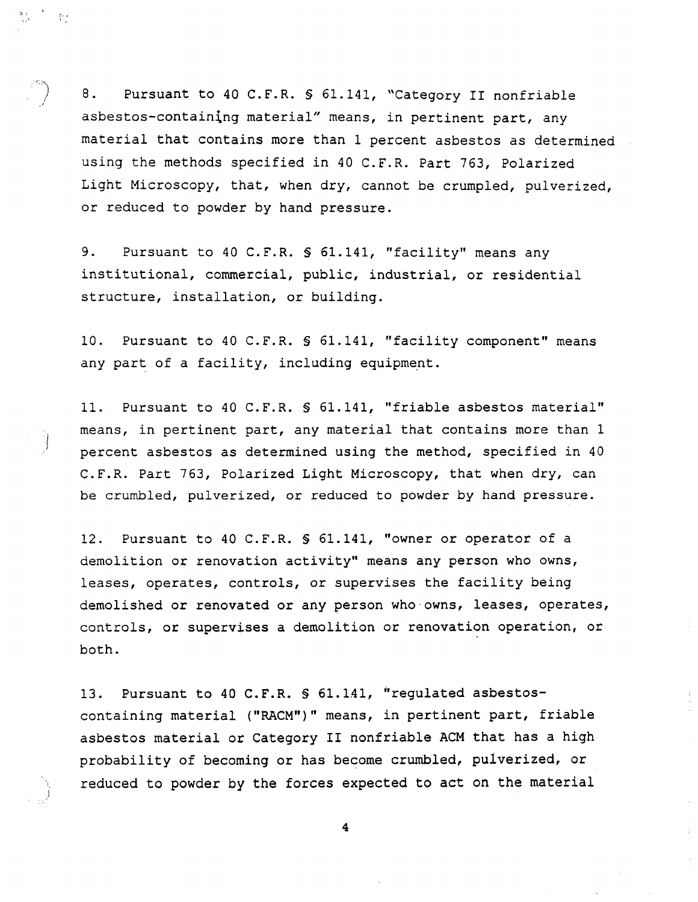8. Pursuant to 40 C.F.R. § 61.141, "Category II nonfriable asbestos-containing material" means, in pertinent part, any material that contains more than 1 percent asbestos as determined using the methods specified in 40 C.F.R. Part 763, Polarized Light Microscopy, that, when dry, cannot be crumpled, pulverized, or reduced to powder by hand pressure.

9. Pursuant to 40 C.F.R. § 61.141, "facility" means any institutional, commercial, public, industrial, or residential structure, installation, or building.

10. Pursuant to 40 C.F.R. § 61.141, "facility component" means any part of a facility, including equipment.

11. Pursuant to 40 C.F.R. § 61.141, "friable asbestos material" means, in pertinent part, any material that contains more than 1 percent asbestos as determined using the method, specified in 40 C.F.R. Part 763, Polarized Light Microscopy, that when dry, can be crumbled, pulverized, or reduced to powder by hand pressure.

12. Pursuant to 40 C.F.R. § 61.141, "owner or operator of a demolition or renovation activity" means any person who owns, leases, operates, controls, or supervises the facility being demolished or renovated or any person who owns, leases, operates, controls, or supervises a demolition or renovation operation, or both.

13. Pursuant to 40 C.F.R. § 61.141, "regulated asbestos-containing material ("RACM")" means, in pertinent part, friable asbestos material or Category II nonfriable ACM that has a high probability of becoming or has become crumbled, pulverized, or reduced to powder by the forces expected to act on the material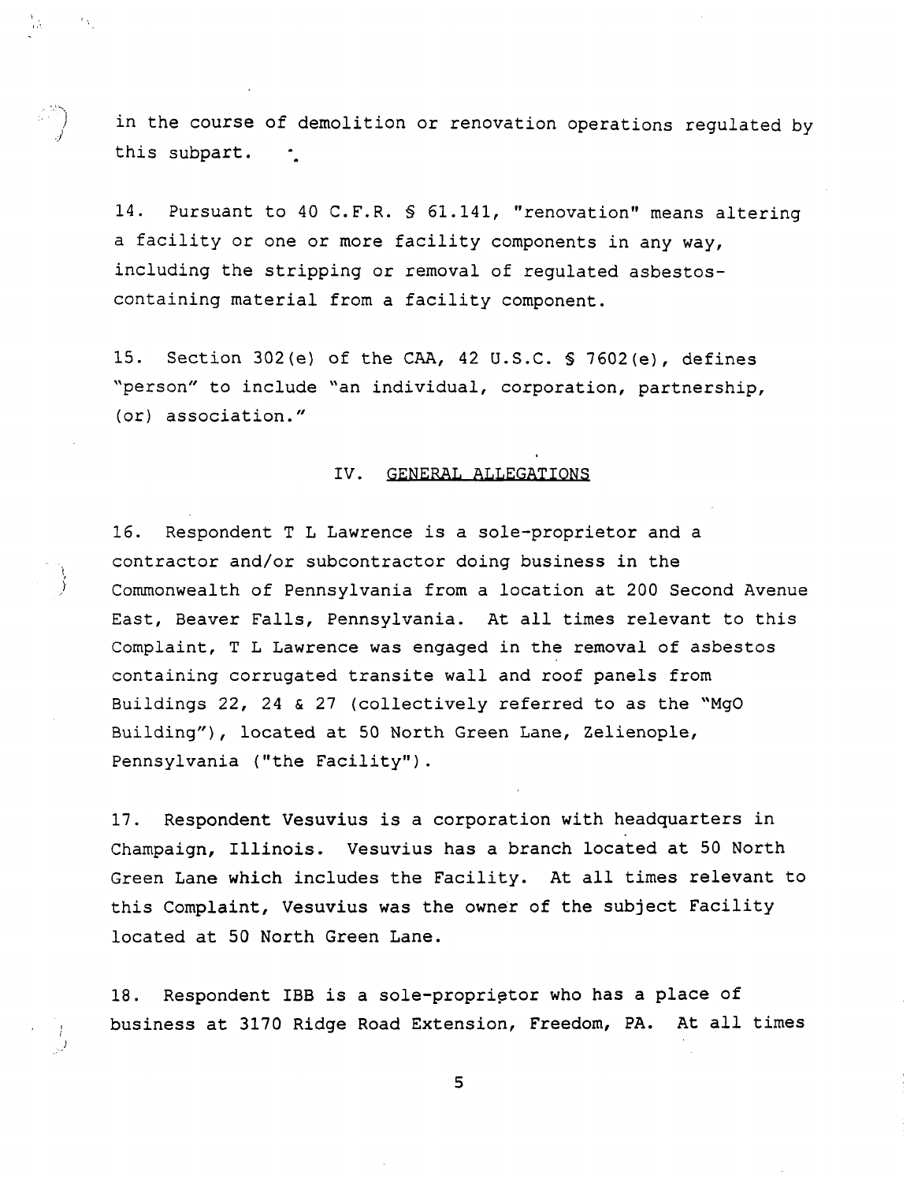in the course of demolition or renovation operations regulated by this subpart.

14. Pursuant to 40 C.F.R. § 61.141, "renovation" means altering a facility or one or more facility components in any way, including the stripping or removal of regulated asbestos-containing material from a facility component.

15. Section 302(e) of the CAA, 42 U.S.C. § 7602(e), defines "person" to include "an individual, corporation, partnership, (or) association."

## IV. GENERAL ALLEGATIONS

16. Respondent T L Lawrence is a sole-proprietor and a contractor and/or subcontractor doing business in the Commonwealth of Pennsylvania from a location at 200 Second Avenue East, Beaver Falls, Pennsylvania. At all times relevant to this Complaint, T L Lawrence was engaged in the removal of asbestos containing corrugated transite wall and roof panels from Buildings 22, 24 & 27 (collectively referred to as the "MgO Building"), located at 50 North Green Lane, Zelienople, Pennsylvania ("the Facility").

17. Respondent Vesuvius is a corporation with headquarters in Champaign, Illinois. Vesuvius has a branch located at 50 North Green Lane which includes the Facility. At all times relevant to this Complaint, Vesuvius was the owner of the subject Facility located at 50 North Green Lane.

18. Respondent IBB is a sole-proprietor who has a place of business at 3170 Ridge Road Extension, Freedom, PA. At all times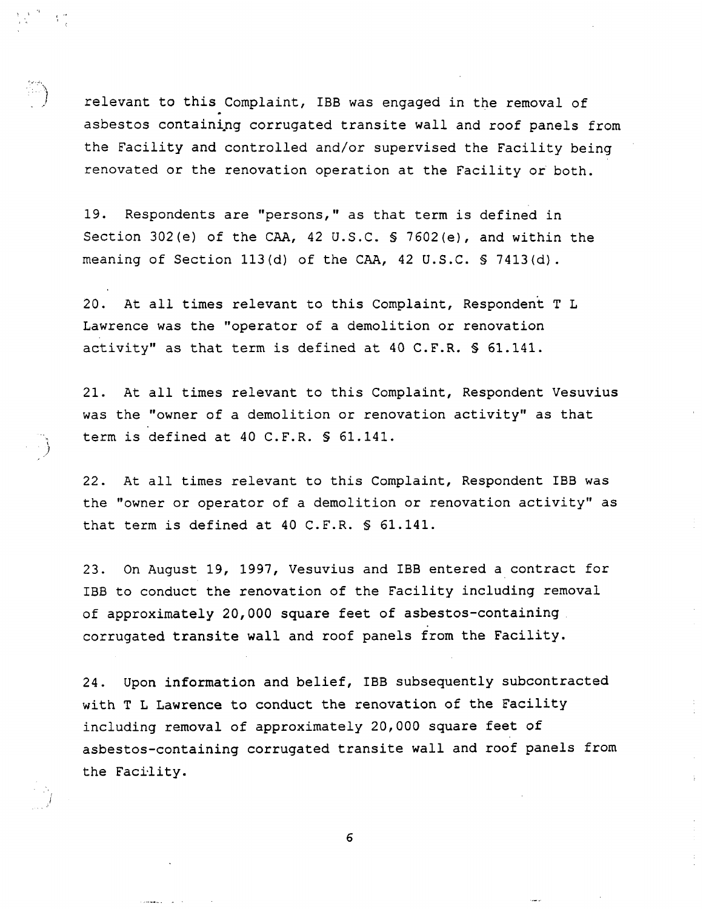relevant to this Complaint, IBB was engaged in the removal of asbestos containing corrugated transite wall and roof panels from the Facility and controlled and/or supervised the Facility being renovated or the renovation operation at the Facility or both.

19. Respondents are "persons," as that term is defined in Section 302(e) of the CAA, 42 U.S.C. § 7602(e), and within the meaning of Section 113(d) of the CAA, 42 U.S.C. § 7413(d).

20. At all times relevant to this Complaint, Respondent T L Lawrence was the "operator of a demolition or renovation activity" as that term is defined at 40 C.F.R. § 61.141.

21. At all times relevant to this Complaint, Respondent Vesuvius was the "owner of a demolition or renovation activity" as that term is defined at 40 C.F.R. § 61.141.

22. At all times relevant to this Complaint, Respondent IBB was the "owner or operator of a demolition or renovation activity" as that term is defined at 40 C.F.R. § 61.141.

23. On August 19, 1997, Vesuvius and IBB entered a contract for IBB to conduct the renovation of the Facility including removal of approximately 20,000 square feet of asbestos-containing corrugated transite wall and roof panels from the Facility.

24. Upon information and belief, IBB subsequently subcontracted with T L Lawrence to conduct the renovation of the Facility including removal of approximately 20,000 square feet of asbestos-containing corrugated transite wall and roof panels from the Facility.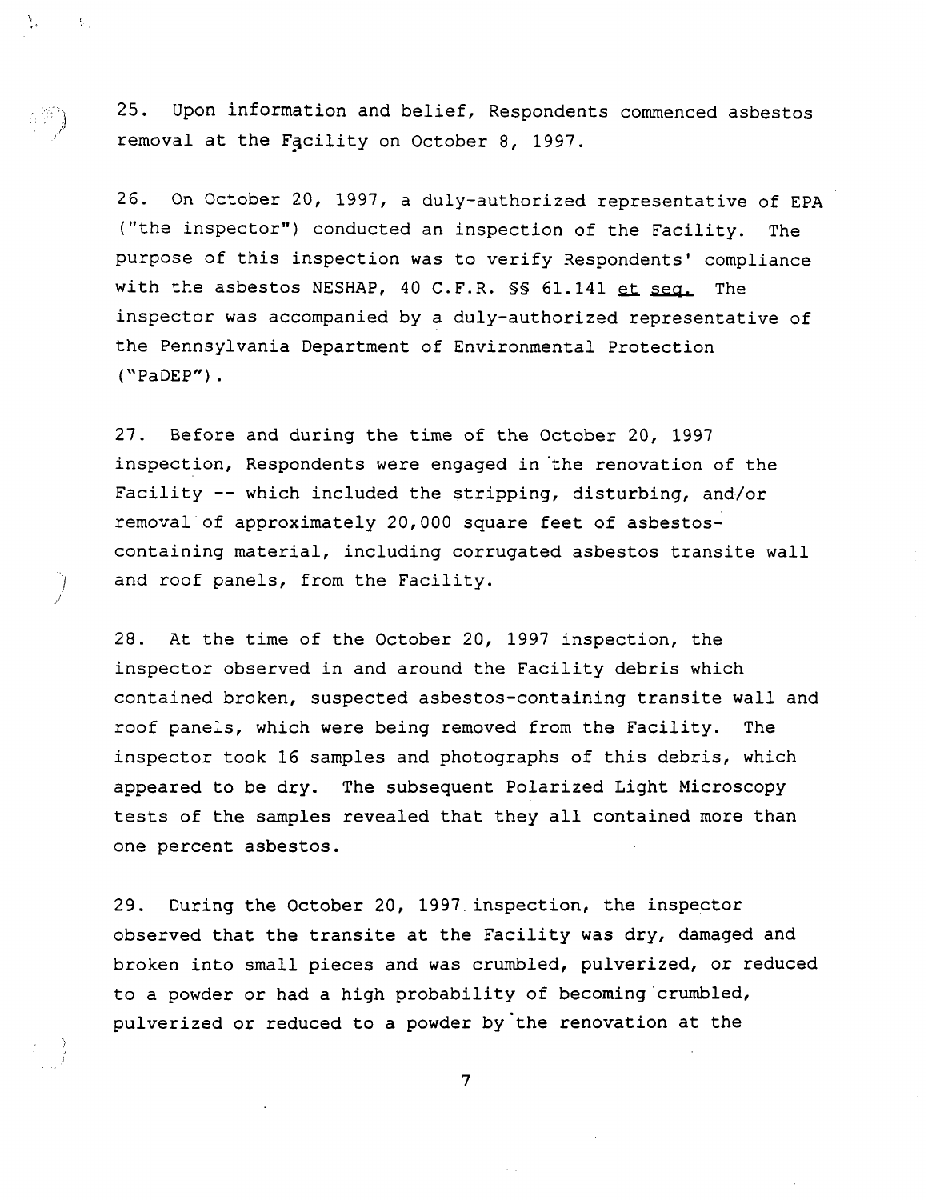25. Upon information and belief, Respondents commenced asbestos removal at the Facility on October 8, 1997.

26. On October 20, 1997, a duly-authorized representative of EPA ("the inspector") conducted an inspection of the Facility. The purpose of this inspection was to verify Respondents' compliance with the asbestos NESHAP, 40 C.F.R. §§ 61.141 et seq. The inspector was accompanied by a duly-authorized representative of the Pennsylvania Department of Environmental Protection ("PaDEP").

27. Before and during the time of the October 20, 1997 inspection, Respondents were engaged in the renovation of the Facility -- which included the stripping, disturbing, and/or removal of approximately 20,000 square feet of asbestos-containing material, including corrugated asbestos transite wall and roof panels, from the Facility.

28. At the time of the October 20, 1997 inspection, the inspector observed in and around the Facility debris which contained broken, suspected asbestos-containing transite wall and roof panels, which were being removed from the Facility. The inspector took 16 samples and photographs of this debris, which appeared to be dry. The subsequent Polarized Light Microscopy tests of the samples revealed that they all contained more than one percent asbestos.

29. During the October 20, 1997 inspection, the inspector observed that the transite at the Facility was dry, damaged and broken into small pieces and was crumbled, pulverized, or reduced to a powder or had a high probability of becoming crumbled, pulverized or reduced to a powder by the renovation at the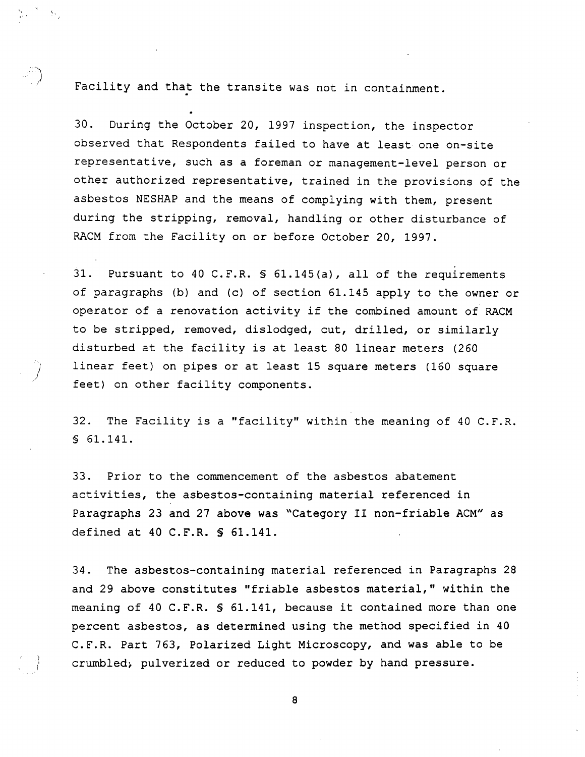Facility and that the transite was not in containment.

30. During the October 20, 1997 inspection, the inspector observed that Respondents failed to have at least one on-site representative, such as a foreman or management-level person or other authorized representative, trained in the provisions of the asbestos NESHAP and the means of complying with them, present during the stripping, removal, handling or other disturbance of RACM from the Facility on or before October 20, 1997.

31. Pursuant to 40 C.F.R. § 61.145(a), all of the requirements of paragraphs (b) and (c) of section 61.145 apply to the owner or operator of a renovation activity if the combined amount of RACM to be stripped, removed, dislodged, cut, drilled, or similarly disturbed at the facility is at least 80 linear meters (260 linear feet) on pipes or at least 15 square meters (160 square feet) on other facility components.

32. The Facility is a "facility" within the meaning of 40 C.F.R. § 61.141.

33. Prior to the commencement of the asbestos abatement activities, the asbestos-containing material referenced in Paragraphs 23 and 27 above was "Category II non-friable ACM" as defined at 40 C.F.R. § 61.141.

34. The asbestos-containing material referenced in Paragraphs 28 and 29 above constitutes "friable asbestos material," within the meaning of 40 C.F.R. § 61.141, because it contained more than one percent asbestos, as determined using the method specified in 40 C.F.R. Part 763, Polarized Light Microscopy, and was able to be crumbled, pulverized or reduced to powder by hand pressure.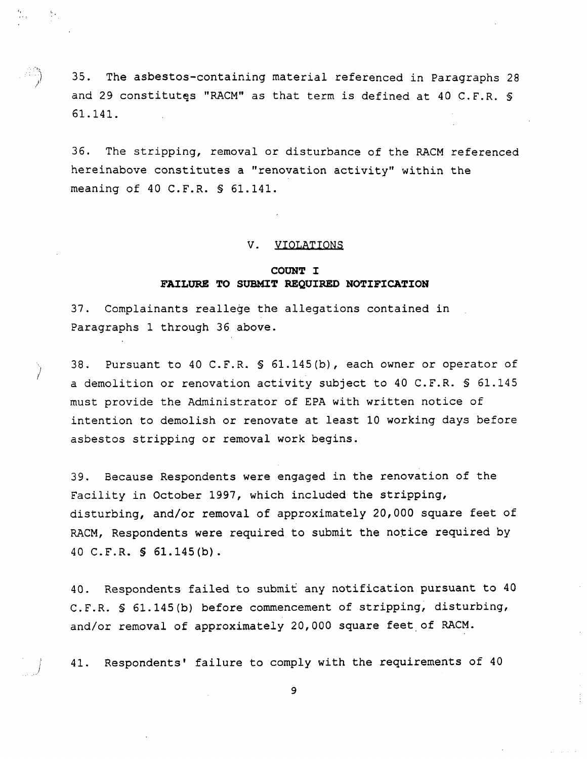35. The asbestos-containing material referenced in Paragraphs 28 and 29 constitutes "RACM" as that term is defined at 40 C.F.R. § 61.141.

36. The stripping, removal or disturbance of the RACM referenced hereinabove constitutes a "renovation activity" within the meaning of 40 C.F.R. § 61.141.

## V. VIOLATIONS

### COUNT I
### FAILURE TO SUBMIT REQUIRED NOTIFICATION

37. Complainants reallege the allegations contained in Paragraphs 1 through 36 above.

38. Pursuant to 40 C.F.R. § 61.145(b), each owner or operator of a demolition or renovation activity subject to 40 C.F.R. § 61.145 must provide the Administrator of EPA with written notice of intention to demolish or renovate at least 10 working days before asbestos stripping or removal work begins.

39. Because Respondents were engaged in the renovation of the Facility in October 1997, which included the stripping, disturbing, and/or removal of approximately 20,000 square feet of RACM, Respondents were required to submit the notice required by 40 C.F.R. § 61.145(b).

40. Respondents failed to submit any notification pursuant to 40 C.F.R. § 61.145(b) before commencement of stripping, disturbing, and/or removal of approximately 20,000 square feet of RACM.

41. Respondents' failure to comply with the requirements of 40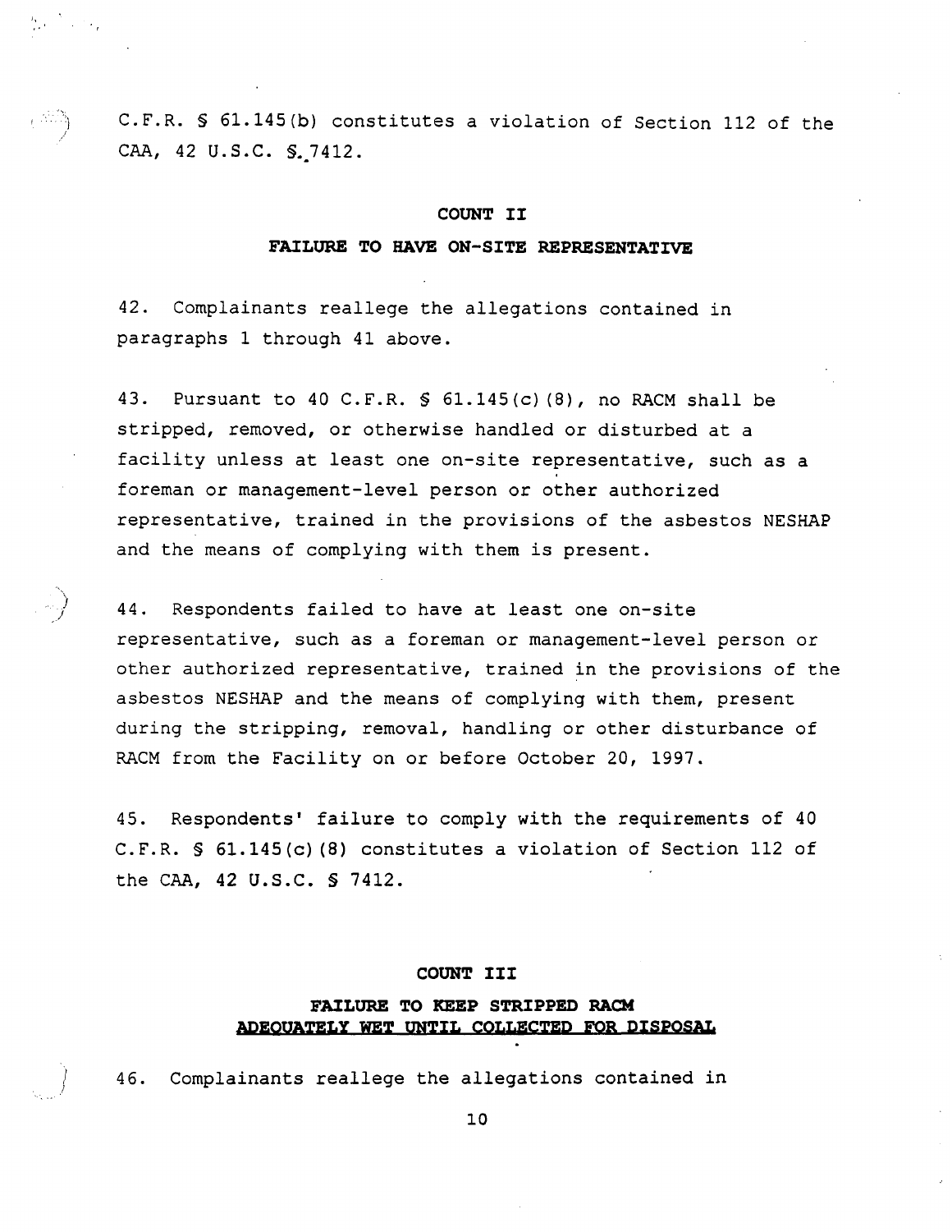C.F.R. § 61.145(b) constitutes a violation of Section 112 of the CAA, 42 U.S.C. § 7412.

## COUNT II

### FAILURE TO HAVE ON-SITE REPRESENTATIVE

42. Complainants reallege the allegations contained in paragraphs 1 through 41 above.

43. Pursuant to 40 C.F.R. § 61.145(c)(8), no RACM shall be stripped, removed, or otherwise handled or disturbed at a facility unless at least one on-site representative, such as a foreman or management-level person or other authorized representative, trained in the provisions of the asbestos NESHAP and the means of complying with them is present.

44. Respondents failed to have at least one on-site representative, such as a foreman or management-level person or other authorized representative, trained in the provisions of the asbestos NESHAP and the means of complying with them, present during the stripping, removal, handling or other disturbance of RACM from the Facility on or before October 20, 1997.

45. Respondents' failure to comply with the requirements of 40 C.F.R. § 61.145(c)(8) constitutes a violation of Section 112 of the CAA, 42 U.S.C. § 7412.

## COUNT III

### FAILURE TO KEEP STRIPPED RACM <u>ADEQUATELY WET UNTIL COLLECTED FOR DISPOSAL</u>

46. Complainants reallege the allegations contained in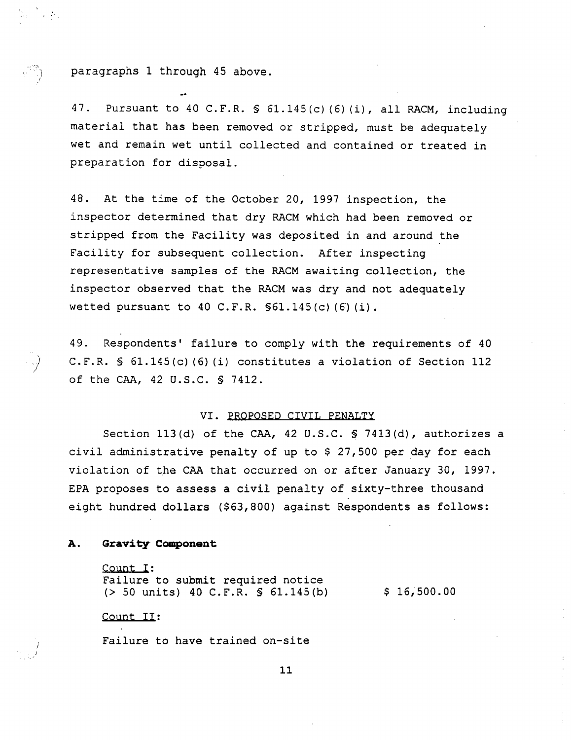paragraphs 1 through 45 above.

47. Pursuant to 40 C.F.R. § 61.145(c)(6)(i), all RACM, including material that has been removed or stripped, must be adequately wet and remain wet until collected and contained or treated in preparation for disposal.

48. At the time of the October 20, 1997 inspection, the inspector determined that dry RACM which had been removed or stripped from the Facility was deposited in and around the Facility for subsequent collection. After inspecting representative samples of the RACM awaiting collection, the inspector observed that the RACM was dry and not adequately wetted pursuant to 40 C.F.R. §61.145(c)(6)(i).

49. Respondents' failure to comply with the requirements of 40 C.F.R. § 61.145(c)(6)(i) constitutes a violation of Section 112 of the CAA, 42 U.S.C. § 7412.

## VI. PROPOSED CIVIL PENALTY

Section 113(d) of the CAA, 42 U.S.C. § 7413(d), authorizes a civil administrative penalty of up to $ 27,500 per day for each violation of the CAA that occurred on or after January 30, 1997. EPA proposes to assess a civil penalty of sixty-three thousand eight hundred dollars ($63,800) against Respondents as follows:

### A. Gravity Component

Count I:
Failure to submit required notice (> 50 units) 40 C.F.R. § 61.145(b) — $ 16,500.00

Count II:

Failure to have trained on-site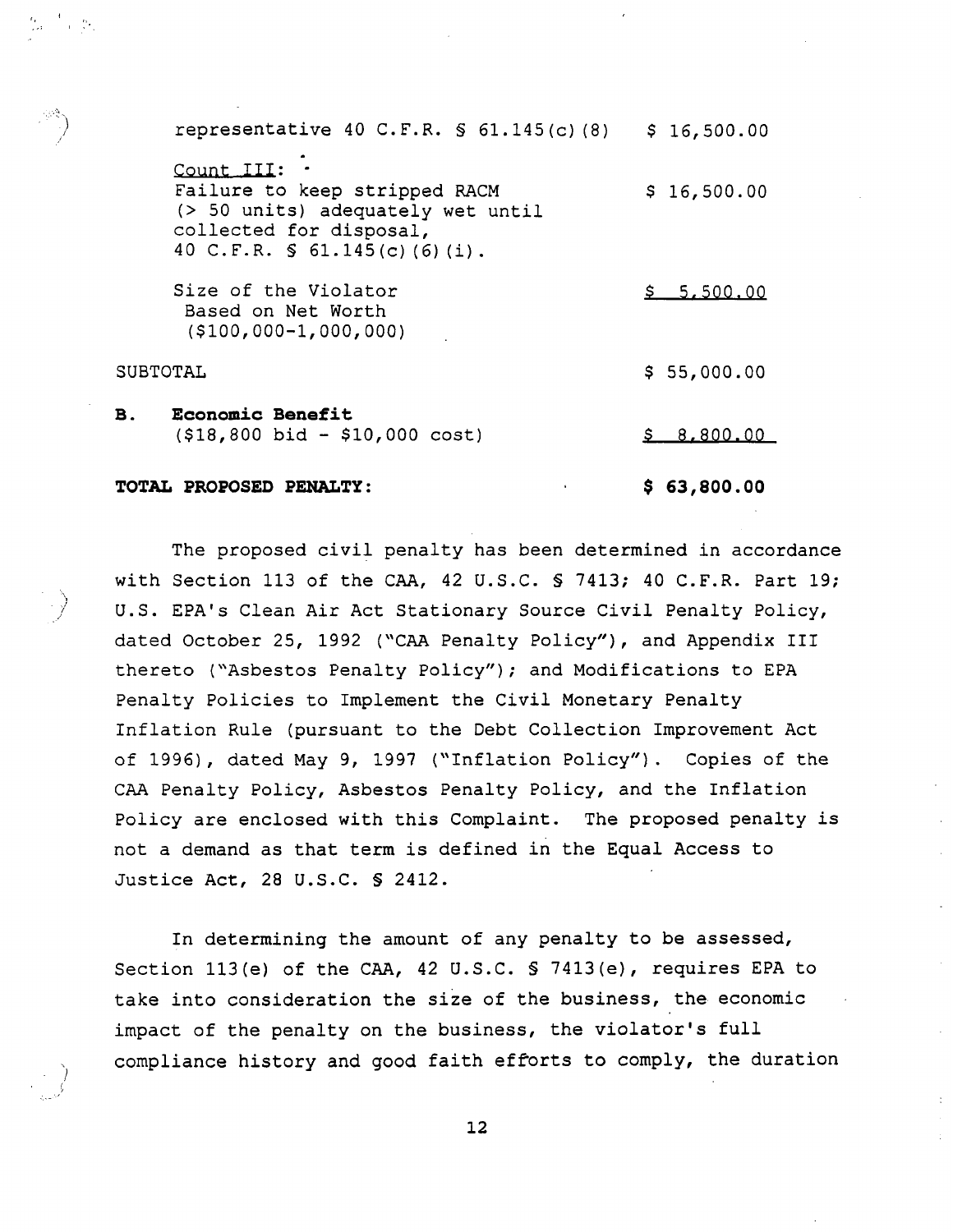| | |
|---|---|
| representative 40 C.F.R. § 61.145(c)(8) | $ 16,500.00 |
| Count III: Failure to keep stripped RACM (> 50 units) adequately wet until collected for disposal, 40 C.F.R. § 61.145(c)(6)(i). | $ 16,500.00 |
| Size of the Violator Based on Net Worth ($100,000-1,000,000) | $ 5,500.00 |
| SUBTOTAL | $ 55,000.00 |
| **B. Economic Benefit** ($18,800 bid - $10,000 cost) | $ 8,800.00 |
| **TOTAL PROPOSED PENALTY:** | **$ 63,800.00** |

The proposed civil penalty has been determined in accordance with Section 113 of the CAA, 42 U.S.C. § 7413; 40 C.F.R. Part 19; U.S. EPA's Clean Air Act Stationary Source Civil Penalty Policy, dated October 25, 1992 ("CAA Penalty Policy"), and Appendix III thereto ("Asbestos Penalty Policy"); and Modifications to EPA Penalty Policies to Implement the Civil Monetary Penalty Inflation Rule (pursuant to the Debt Collection Improvement Act of 1996), dated May 9, 1997 ("Inflation Policy"). Copies of the CAA Penalty Policy, Asbestos Penalty Policy, and the Inflation Policy are enclosed with this Complaint. The proposed penalty is not a demand as that term is defined in the Equal Access to Justice Act, 28 U.S.C. § 2412.

In determining the amount of any penalty to be assessed, Section 113(e) of the CAA, 42 U.S.C. § 7413(e), requires EPA to take into consideration the size of the business, the economic impact of the penalty on the business, the violator's full compliance history and good faith efforts to comply, the duration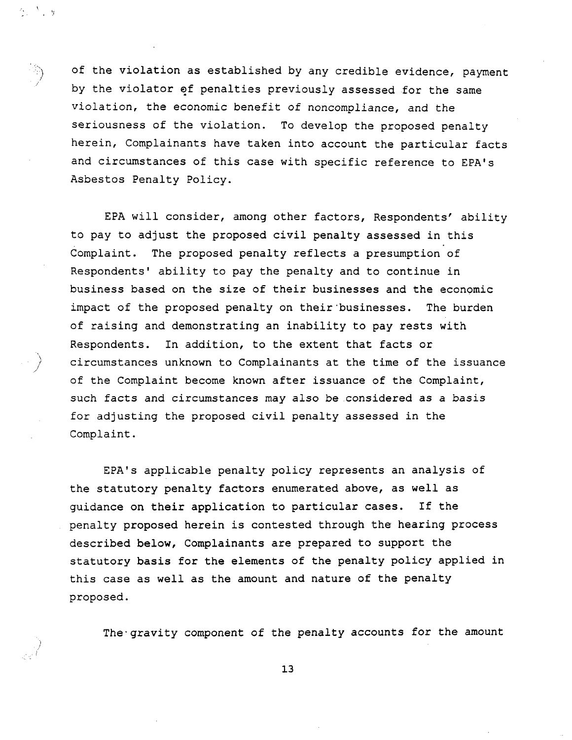of the violation as established by any credible evidence, payment by the violator of penalties previously assessed for the same violation, the economic benefit of noncompliance, and the seriousness of the violation. To develop the proposed penalty herein, Complainants have taken into account the particular facts and circumstances of this case with specific reference to EPA's Asbestos Penalty Policy.

EPA will consider, among other factors, Respondents' ability to pay to adjust the proposed civil penalty assessed in this Complaint. The proposed penalty reflects a presumption of Respondents' ability to pay the penalty and to continue in business based on the size of their businesses and the economic impact of the proposed penalty on their businesses. The burden of raising and demonstrating an inability to pay rests with Respondents. In addition, to the extent that facts or circumstances unknown to Complainants at the time of the issuance of the Complaint become known after issuance of the Complaint, such facts and circumstances may also be considered as a basis for adjusting the proposed civil penalty assessed in the Complaint.

EPA's applicable penalty policy represents an analysis of the statutory penalty factors enumerated above, as well as guidance on their application to particular cases. If the penalty proposed herein is contested through the hearing process described below, Complainants are prepared to support the statutory basis for the elements of the penalty policy applied in this case as well as the amount and nature of the penalty proposed.

The gravity component of the penalty accounts for the amount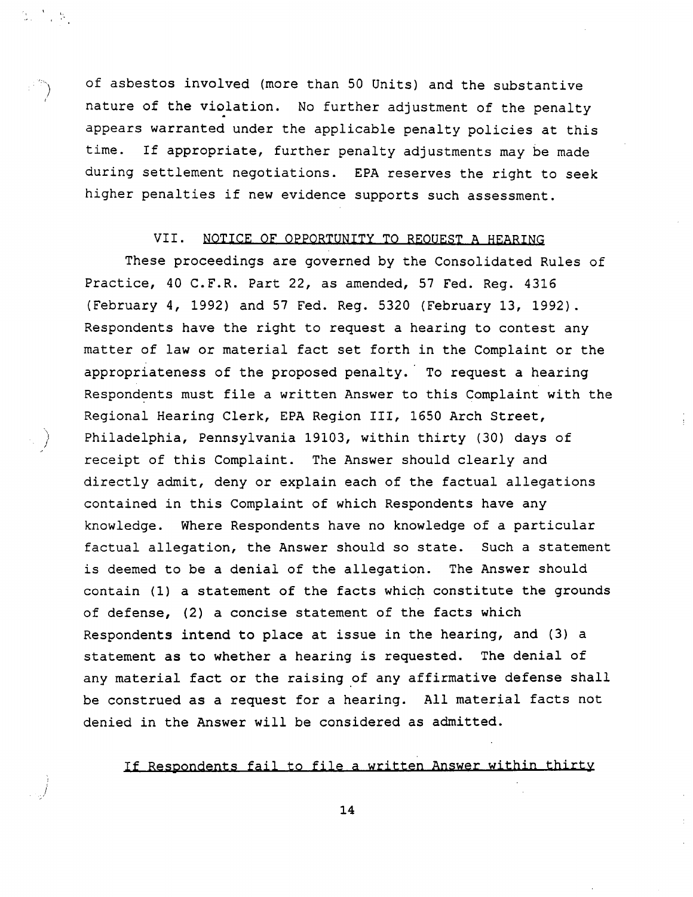of asbestos involved (more than 50 Units) and the substantive nature of the violation. No further adjustment of the penalty appears warranted under the applicable penalty policies at this time. If appropriate, further penalty adjustments may be made during settlement negotiations. EPA reserves the right to seek higher penalties if new evidence supports such assessment.

## VII. NOTICE OF OPPORTUNITY TO REQUEST A HEARING

These proceedings are governed by the Consolidated Rules of Practice, 40 C.F.R. Part 22, as amended, 57 Fed. Reg. 4316 (February 4, 1992) and 57 Fed. Reg. 5320 (February 13, 1992). Respondents have the right to request a hearing to contest any matter of law or material fact set forth in the Complaint or the appropriateness of the proposed penalty. To request a hearing Respondents must file a written Answer to this Complaint with the Regional Hearing Clerk, EPA Region III, 1650 Arch Street, Philadelphia, Pennsylvania 19103, within thirty (30) days of receipt of this Complaint. The Answer should clearly and directly admit, deny or explain each of the factual allegations contained in this Complaint of which Respondents have any knowledge. Where Respondents have no knowledge of a particular factual allegation, the Answer should so state. Such a statement is deemed to be a denial of the allegation. The Answer should contain (1) a statement of the facts which constitute the grounds of defense, (2) a concise statement of the facts which Respondents intend to place at issue in the hearing, and (3) a statement as to whether a hearing is requested. The denial of any material fact or the raising of any affirmative defense shall be construed as a request for a hearing. All material facts not denied in the Answer will be considered as admitted.

<u>If Respondents fail to file a written Answer within thirty</u>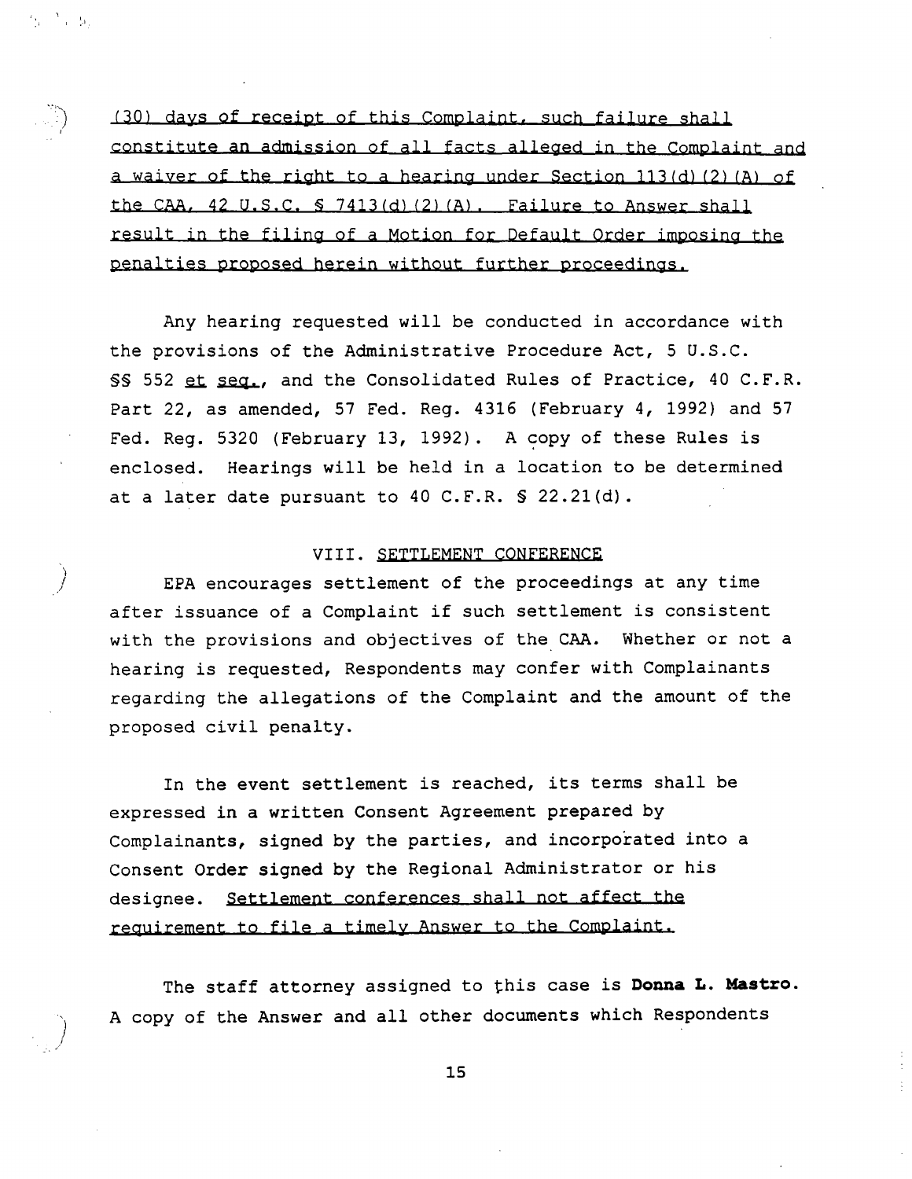(30) days of receipt of this Complaint, such failure shall constitute an admission of all facts alleged in the Complaint and a waiver of the right to a hearing under Section 113(d)(2)(A) of the CAA, 42 U.S.C. § 7413(d)(2)(A). Failure to Answer shall result in the filing of a Motion for Default Order imposing the penalties proposed herein without further proceedings.

Any hearing requested will be conducted in accordance with the provisions of the Administrative Procedure Act, 5 U.S.C. §§ 552 *et seq.*, and the Consolidated Rules of Practice, 40 C.F.R. Part 22, as amended, 57 Fed. Reg. 4316 (February 4, 1992) and 57 Fed. Reg. 5320 (February 13, 1992). A copy of these Rules is enclosed. Hearings will be held in a location to be determined at a later date pursuant to 40 C.F.R. § 22.21(d).

## VIII. SETTLEMENT CONFERENCE

EPA encourages settlement of the proceedings at any time after issuance of a Complaint if such settlement is consistent with the provisions and objectives of the CAA. Whether or not a hearing is requested, Respondents may confer with Complainants regarding the allegations of the Complaint and the amount of the proposed civil penalty.

In the event settlement is reached, its terms shall be expressed in a written Consent Agreement prepared by Complainants, signed by the parties, and incorporated into a Consent Order signed by the Regional Administrator or his designee. Settlement conferences shall not affect the requirement to file a timely Answer to the Complaint.

The staff attorney assigned to this case is **Donna L. Mastro.** A copy of the Answer and all other documents which Respondents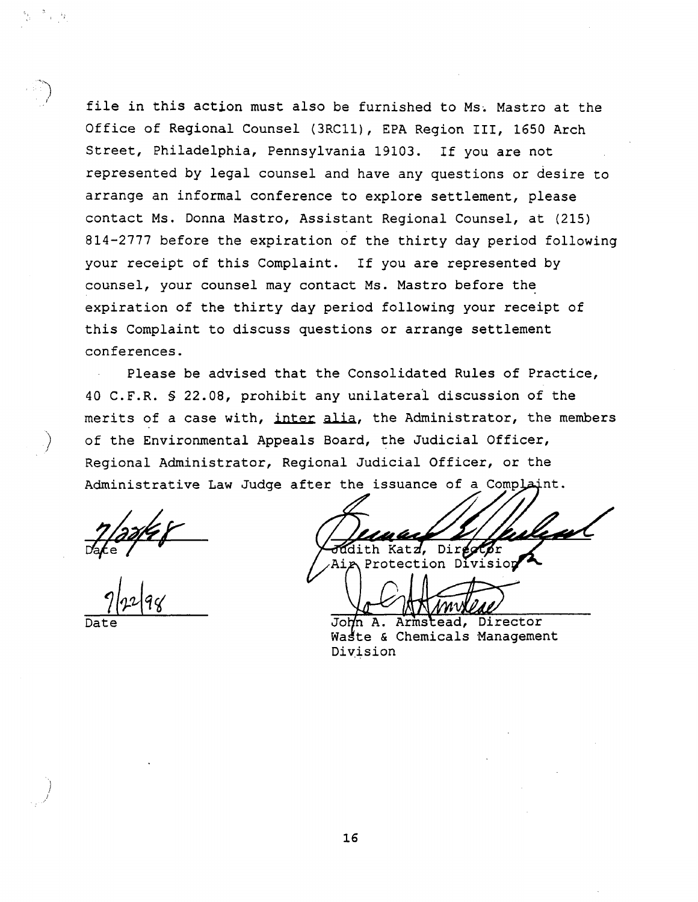file in this action must also be furnished to Ms. Mastro at the Office of Regional Counsel (3RC11), EPA Region III, 1650 Arch Street, Philadelphia, Pennsylvania 19103. If you are not represented by legal counsel and have any questions or desire to arrange an informal conference to explore settlement, please contact Ms. Donna Mastro, Assistant Regional Counsel, at (215) 814-2777 before the expiration of the thirty day period following your receipt of this Complaint. If you are represented by counsel, your counsel may contact Ms. Mastro before the expiration of the thirty day period following your receipt of this Complaint to discuss questions or arrange settlement conferences.

Please be advised that the Consolidated Rules of Practice, 40 C.F.R. § 22.08, prohibit any unilateral discussion of the merits of a case with, inter alia, the Administrator, the members of the Environmental Appeals Board, the Judicial Officer, Regional Administrator, Regional Judicial Officer, or the Administrative Law Judge after the issuance of a Complaint.

7/22/98
Date

Judith Katz, Director
Air Protection Division

7/22/98
Date

John A. Armstead, Director
Waste & Chemicals Management Division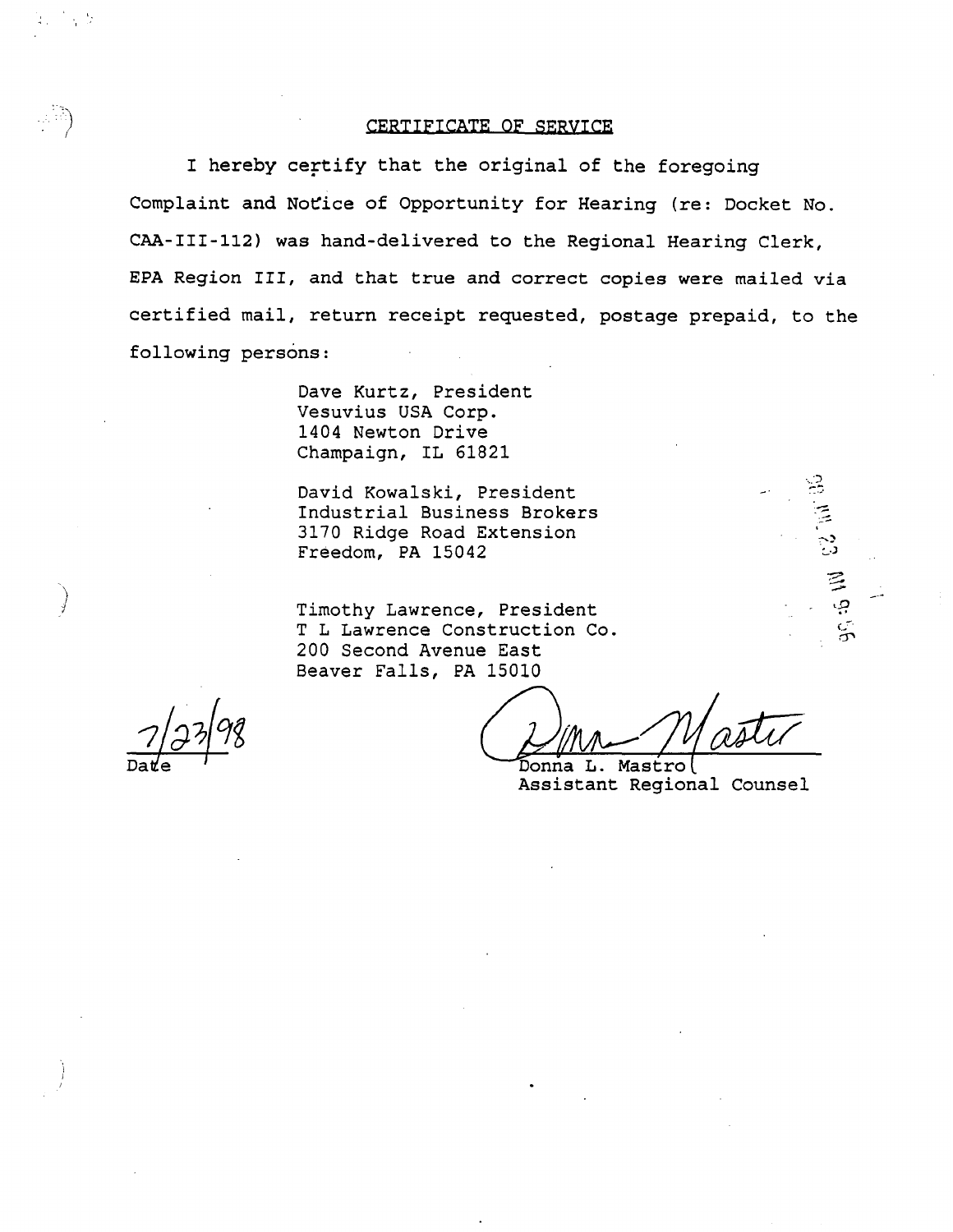CERTIFICATE OF SERVICE

I hereby certify that the original of the foregoing Complaint and Notice of Opportunity for Hearing (re: Docket No. CAA-III-112) was hand-delivered to the Regional Hearing Clerk, EPA Region III, and that true and correct copies were mailed via certified mail, return receipt requested, postage prepaid, to the following persons:

Dave Kurtz, President
Vesuvius USA Corp.
1404 Newton Drive
Champaign, IL 61821

David Kowalski, President
Industrial Business Brokers
3170 Ridge Road Extension
Freedom, PA 15042

Timothy Lawrence, President
T L Lawrence Construction Co.
200 Second Avenue East
Beaver Falls, PA 15010

7/23/98
Date

Donna L. Mastro
Assistant Regional Counsel